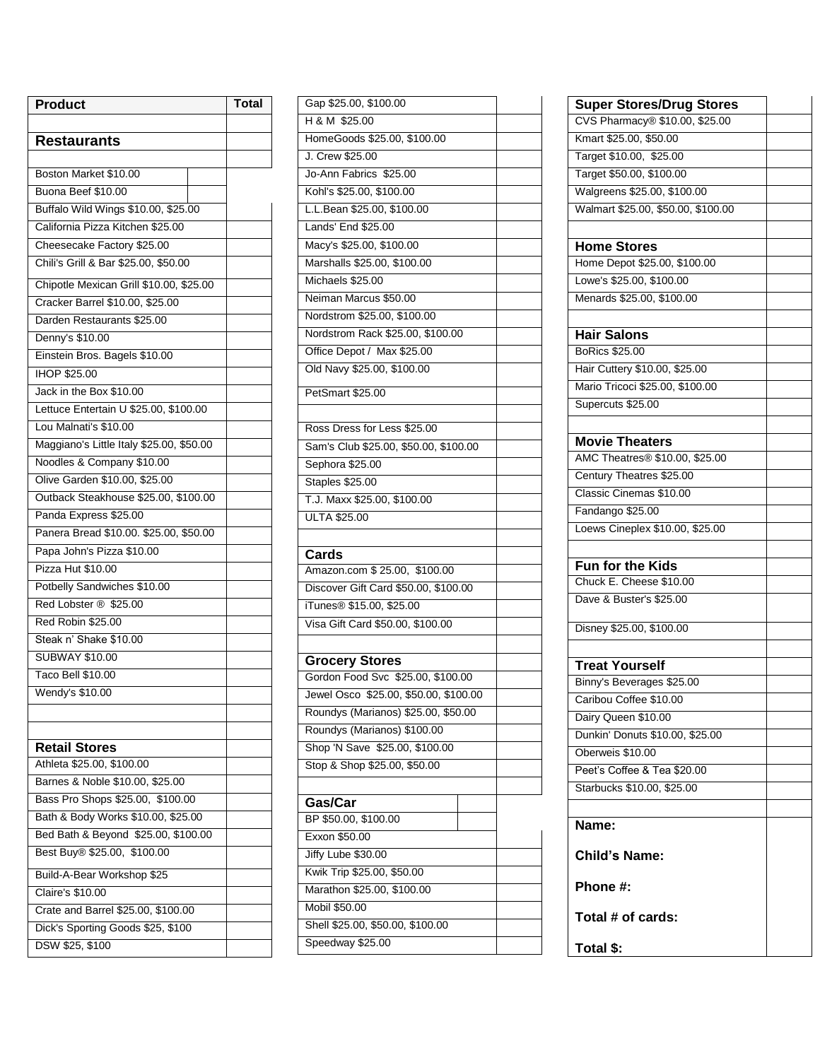| Product | Total |
|---|---|
| **Restaurants** | |
| Boston Market $10.00 | |
| Buona Beef $10.00 | |
| Buffalo Wild Wings $10.00, $25.00 | |
| California Pizza Kitchen $25.00 | |
| Cheesecake Factory $25.00 | |
| Chili's Grill & Bar $25.00, $50.00 | |
| Chipotle Mexican Grill $10.00, $25.00 | |
| Cracker Barrel $10.00, $25.00 | |
| Darden Restaurants $25.00 | |
| Denny's $10.00 | |
| Einstein Bros. Bagels $10.00 | |
| IHOP $25.00 | |
| Jack in the Box $10.00 | |
| Lettuce Entertain U $25.00, $100.00 | |
| Lou Malnati's $10.00 | |
| Maggiano's Little Italy $25.00, $50.00 | |
| Noodles & Company $10.00 | |
| Olive Garden $10.00, $25.00 | |
| Outback Steakhouse $25.00, $100.00 | |
| Panda Express $25.00 | |
| Panera Bread $10.00. $25.00, $50.00 | |
| Papa John's Pizza $10.00 | |
| Pizza Hut $10.00 | |
| Potbelly Sandwiches $10.00 | |
| Red Lobster ® $25.00 | |
| Red Robin $25.00 | |
| Steak n' Shake $10.00 | |
| SUBWAY $10.00 | |
| Taco Bell $10.00 | |
| Wendy's $10.00 | |
| | |
| | |
| **Retail Stores** | |
| Athleta $25.00, $100.00 | |
| Barnes & Noble $10.00, $25.00 | |
| Bass Pro Shops $25.00, $100.00 | |
| Bath & Body Works $10.00, $25.00 | |
| Bed Bath & Beyond $25.00, $100.00 | |
| Best Buy® $25.00, $100.00 | |
| Build-A-Bear Workshop $25 | |
| Claire's $10.00 | |
| Crate and Barrel $25.00, $100.00 | |
| Dick's Sporting Goods $25, $100 | |
| DSW $25, $100 | |
| Gap $25.00, $100.00 | |
| H & M $25.00 | |
| HomeGoods $25.00, $100.00 | |
| J. Crew $25.00 | |
| Jo-Ann Fabrics $25.00 | |
| Kohl's $25.00, $100.00 | |
| L.L.Bean $25.00, $100.00 | |
| Lands' End $25.00 | |
| Macy's $25.00, $100.00 | |
| Marshalls $25.00, $100.00 | |
| Michaels $25.00 | |
| Neiman Marcus $50.00 | |
| Nordstrom $25.00, $100.00 | |
| Nordstrom Rack $25.00, $100.00 | |
| Office Depot / Max $25.00 | |
| Old Navy $25.00, $100.00 | |
| PetSmart $25.00 | |
| | |
| Ross Dress for Less $25.00 | |
| Sam's Club $25.00, $50.00, $100.00 | |
| Sephora $25.00 | |
| Staples $25.00 | |
| T.J. Maxx $25.00, $100.00 | |
| ULTA $25.00 | |
| | |
| **Cards** | |
| Amazon.com $ 25.00, $100.00 | |
| Discover Gift Card $50.00, $100.00 | |
| iTunes® $15.00, $25.00 | |
| Visa Gift Card $50.00, $100.00 | |
| | |
| **Grocery Stores** | |
| Gordon Food Svc $25.00, $100.00 | |
| Jewel Osco $25.00, $50.00, $100.00 | |
| Roundys (Marianos) $25.00, $50.00 | |
| Roundys (Marianos) $100.00 | |
| Shop 'N Save $25.00, $100.00 | |
| Stop & Shop $25.00, $50.00 | |
| | |
| **Gas/Car** | |
| BP $50.00, $100.00 | |
| Exxon $50.00 | |
| Jiffy Lube $30.00 | |
| Kwik Trip $25.00, $50.00 | |
| Marathon $25.00, $100.00 | |
| Mobil $50.00 | |
| Shell $25.00, $50.00, $100.00 | |
| Speedway $25.00 | |
| **Super Stores/Drug Stores** | |
| CVS Pharmacy® $10.00, $25.00 | |
| Kmart $25.00, $50.00 | |
| Target $10.00, $25.00 | |
| Target $50.00, $100.00 | |
| Walgreens $25.00, $100.00 | |
| Walmart $25.00, $50.00, $100.00 | |
| | |
| **Home Stores** | |
| Home Depot $25.00, $100.00 | |
| Lowe's $25.00, $100.00 | |
| Menards $25.00, $100.00 | |
| | |
| **Hair Salons** | |
| BoRics $25.00 | |
| Hair Cuttery $10.00, $25.00 | |
| Mario Tricoci $25.00, $100.00 | |
| Supercuts $25.00 | |
| | |
| **Movie Theaters** | |
| AMC Theatres® $10.00, $25.00 | |
| Century Theatres $25.00 | |
| Classic Cinemas $10.00 | |
| Fandango $25.00 | |
| Loews Cineplex $10.00, $25.00 | |
| | |
| **Fun for the Kids** | |
| Chuck E. Cheese $10.00 | |
| Dave & Buster's $25.00 | |
| Disney $25.00, $100.00 | |
| | |
| **Treat Yourself** | |
| Binny's Beverages $25.00 | |
| Caribou Coffee $10.00 | |
| Dairy Queen $10.00 | |
| Dunkin' Donuts $10.00, $25.00 | |
| Oberweis $10.00 | |
| Peet's Coffee & Tea $20.00 | |
| Starbucks $10.00, $25.00 | |
| | |

**Name:**

**Child's Name:**

**Phone #:**

**Total # of cards:**

**Total $:**